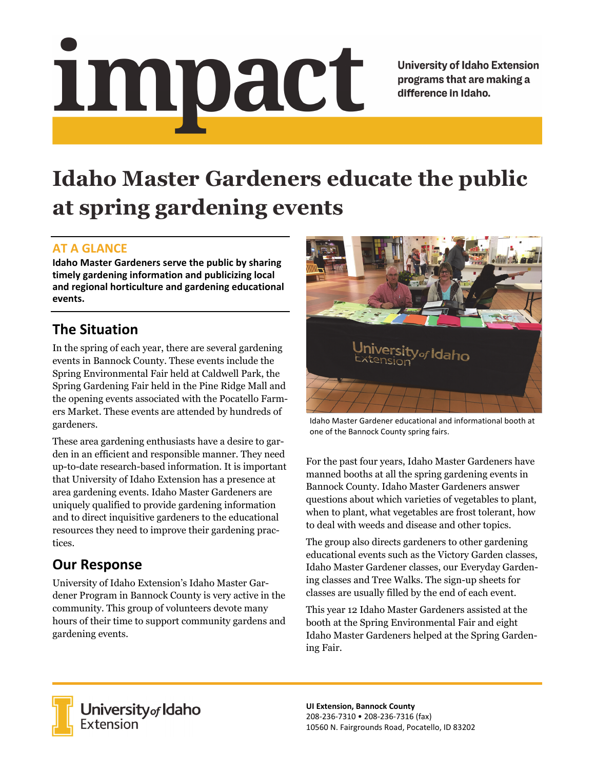# impact

University of Idaho Extension programs that are making a difference in Idaho.

# Idaho Master Gardeners educate the public at spring gardening events

## AT A GLANCE

**Idaho Master Gardeners serve the public by sharing timely gardening information and publicizing local and regional horticulture and gardening educational events.**

## The Situation

In the spring of each year, there are several gardening events in Bannock County. These events include the Spring Environmental Fair held at Caldwell Park, the Spring Gardening Fair held in the Pine Ridge Mall and the opening events associated with the Pocatello Farmers Market. These events are attended by hundreds of gardeners.

These area gardening enthusiasts have a desire to garden in an efficient and responsible manner. They need up-to-date research-based information. It is important that University of Idaho Extension has a presence at area gardening events. Idaho Master Gardeners are uniquely qualified to provide gardening information and to direct inquisitive gardeners to the educational resources they need to improve their gardening practices.

## Our Response

University of Idaho Extension's Idaho Master Gardener Program in Bannock County is very active in the community. This group of volunteers devote many hours of their time to support community gardens and gardening events.

Idaho Master Gardener educational and informational booth at one of the Bannock County spring fairs.

For the past four years, Idaho Master Gardeners have manned booths at all the spring gardening events in Bannock County. Idaho Master Gardeners answer questions about which varieties of vegetables to plant, when to plant, what vegetables are frost tolerant, how to deal with weeds and disease and other topics.

The group also directs gardeners to other gardening educational events such as the Victory Garden classes, Idaho Master Gardener classes, our Everyday Gardening classes and Tree Walks. The sign-up sheets for classes are usually filled by the end of each event.

This year 12 Idaho Master Gardeners assisted at the booth at the Spring Environmental Fair and eight Idaho Master Gardeners helped at the Spring Gardening Fair.

University of Idaho Extension

**UI Extension, Bannock County**
208-236-7310 • 208-236-7316 (fax)
10560 N. Fairgrounds Road, Pocatello, ID 83202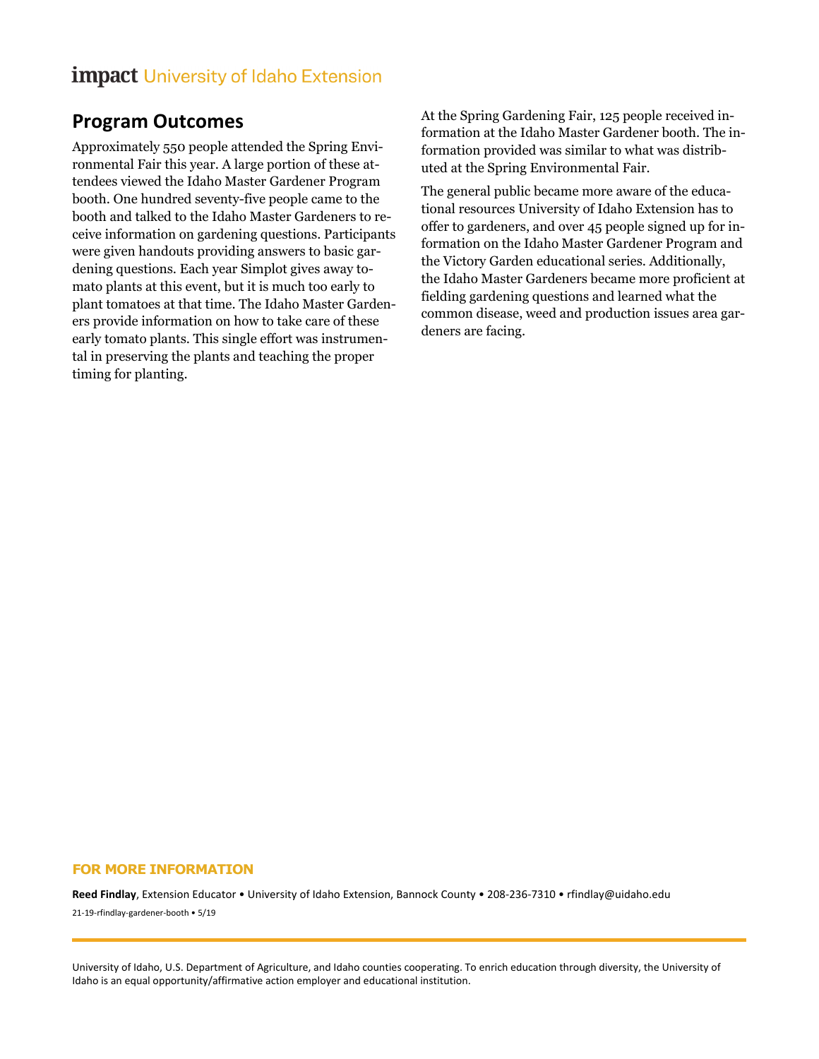## Program Outcomes

Approximately 550 people attended the Spring Environmental Fair this year. A large portion of these attendees viewed the Idaho Master Gardener Program booth. One hundred seventy-five people came to the booth and talked to the Idaho Master Gardeners to receive information on gardening questions. Participants were given handouts providing answers to basic gardening questions. Each year Simplot gives away tomato plants at this event, but it is much too early to plant tomatoes at that time. The Idaho Master Gardeners provide information on how to take care of these early tomato plants. This single effort was instrumental in preserving the plants and teaching the proper timing for planting.

At the Spring Gardening Fair, 125 people received information at the Idaho Master Gardener booth. The information provided was similar to what was distributed at the Spring Environmental Fair.

The general public became more aware of the educational resources University of Idaho Extension has to offer to gardeners, and over 45 people signed up for information on the Idaho Master Gardener Program and the Victory Garden educational series. Additionally, the Idaho Master Gardeners became more proficient at fielding gardening questions and learned what the common disease, weed and production issues area gardeners are facing.

### FOR MORE INFORMATION

**Reed Findlay**, Extension Educator • University of Idaho Extension, Bannock County • 208-236-7310 • rfindlay@uidaho.edu

21-19-rfindlay-gardener-booth • 5/19

University of Idaho, U.S. Department of Agriculture, and Idaho counties cooperating. To enrich education through diversity, the University of Idaho is an equal opportunity/affirmative action employer and educational institution.